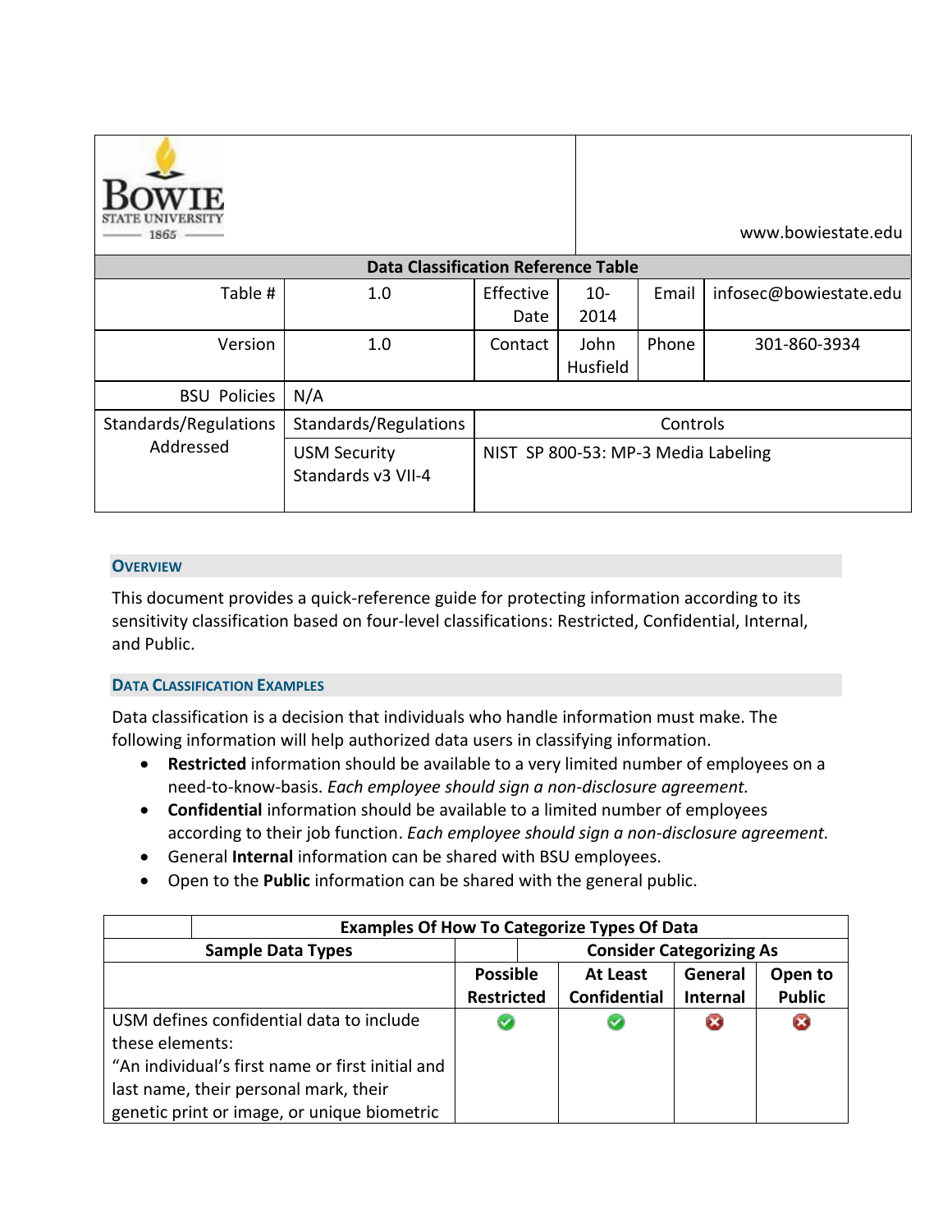BOWIE STATE UNIVERSITY 1865

www.bowiestate.edu

| Data Classification Reference Table | | | | | |
|---|---|---|---|---|---|
| Table # | 1.0 | Effective Date | 10-2014 | Email | infosec@bowiestate.edu |
| Version | 1.0 | Contact | John Husfield | Phone | 301-860-3934 |
| BSU Policies | N/A | | | | |
| Standards/Regulations Addressed | Standards/Regulations | Controls | | | |
| | USM Security Standards v3 VII-4 | NIST SP 800-53: MP-3 Media Labeling | | | |

## Overview

This document provides a quick-reference guide for protecting information according to its sensitivity classification based on four-level classifications: Restricted, Confidential, Internal, and Public.

## Data Classification Examples

Data classification is a decision that individuals who handle information must make. The following information will help authorized data users in classifying information.

- **Restricted** information should be available to a very limited number of employees on a need-to-know-basis. *Each employee should sign a non-disclosure agreement.*
- **Confidential** information should be available to a limited number of employees according to their job function. *Each employee should sign a non-disclosure agreement.*
- General **Internal** information can be shared with BSU employees.
- Open to the **Public** information can be shared with the general public.

| Examples Of How To Categorize Types Of Data | | | | |
|---|---|---|---|---|
| **Sample Data Types** | **Consider Categorizing As** | | | |
| | **Possible Restricted** | **At Least Confidential** | **General Internal** | **Open to Public** |
| USM defines confidential data to include these elements: "An individual's first name or first initial and last name, their personal mark, their genetic print or image, or unique biometric | ✔ | ✔ | ✖ | ✖ |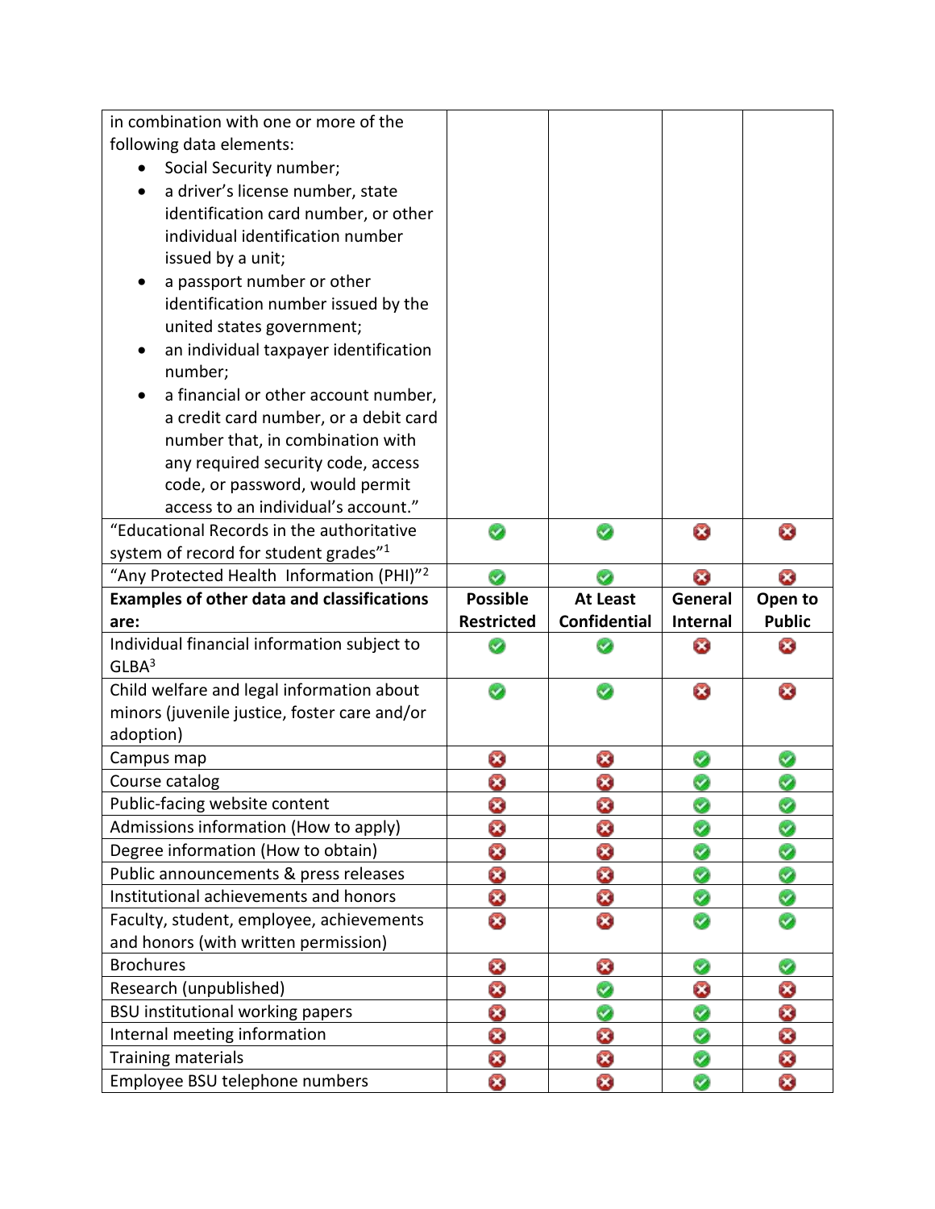| | | | | |
|---|---|---|---|---|
| in combination with one or more of the following data elements:<br>• Social Security number;<br>• a driver's license number, state identification card number, or other individual identification number issued by a unit;<br>• a passport number or other identification number issued by the united states government;<br>• an individual taxpayer identification number;<br>• a financial or other account number, a credit card number, or a debit card number that, in combination with any required security code, access code, or password, would permit access to an individual's account." | | | | |
| "Educational Records in the authoritative system of record for student grades"[1] | ✔ | ✔ | ✖ | ✖ |
| "Any Protected Health Information (PHI)"[2] | ✔ | ✔ | ✖ | ✖ |
| **Examples of other data and classifications are:** | **Possible Restricted** | **At Least Confidential** | **General Internal** | **Open to Public** |
| Individual financial information subject to GLBA[3] | ✔ | ✔ | ✖ | ✖ |
| Child welfare and legal information about minors (juvenile justice, foster care and/or adoption) | ✔ | ✔ | ✖ | ✖ |
| Campus map | ✖ | ✖ | ✔ | ✔ |
| Course catalog | ✖ | ✖ | ✔ | ✔ |
| Public-facing website content | ✖ | ✖ | ✔ | ✔ |
| Admissions information (How to apply) | ✖ | ✖ | ✔ | ✔ |
| Degree information (How to obtain) | ✖ | ✖ | ✔ | ✔ |
| Public announcements & press releases | ✖ | ✖ | ✔ | ✔ |
| Institutional achievements and honors | ✖ | ✖ | ✔ | ✔ |
| Faculty, student, employee, achievements and honors (with written permission) | ✖ | ✖ | ✔ | ✔ |
| Brochures | ✖ | ✖ | ✔ | ✔ |
| Research (unpublished) | ✖ | ✔ | ✖ | ✖ |
| BSU institutional working papers | ✖ | ✔ | ✔ | ✖ |
| Internal meeting information | ✖ | ✖ | ✔ | ✖ |
| Training materials | ✖ | ✖ | ✔ | ✖ |
| Employee BSU telephone numbers | ✖ | ✖ | ✔ | ✖ |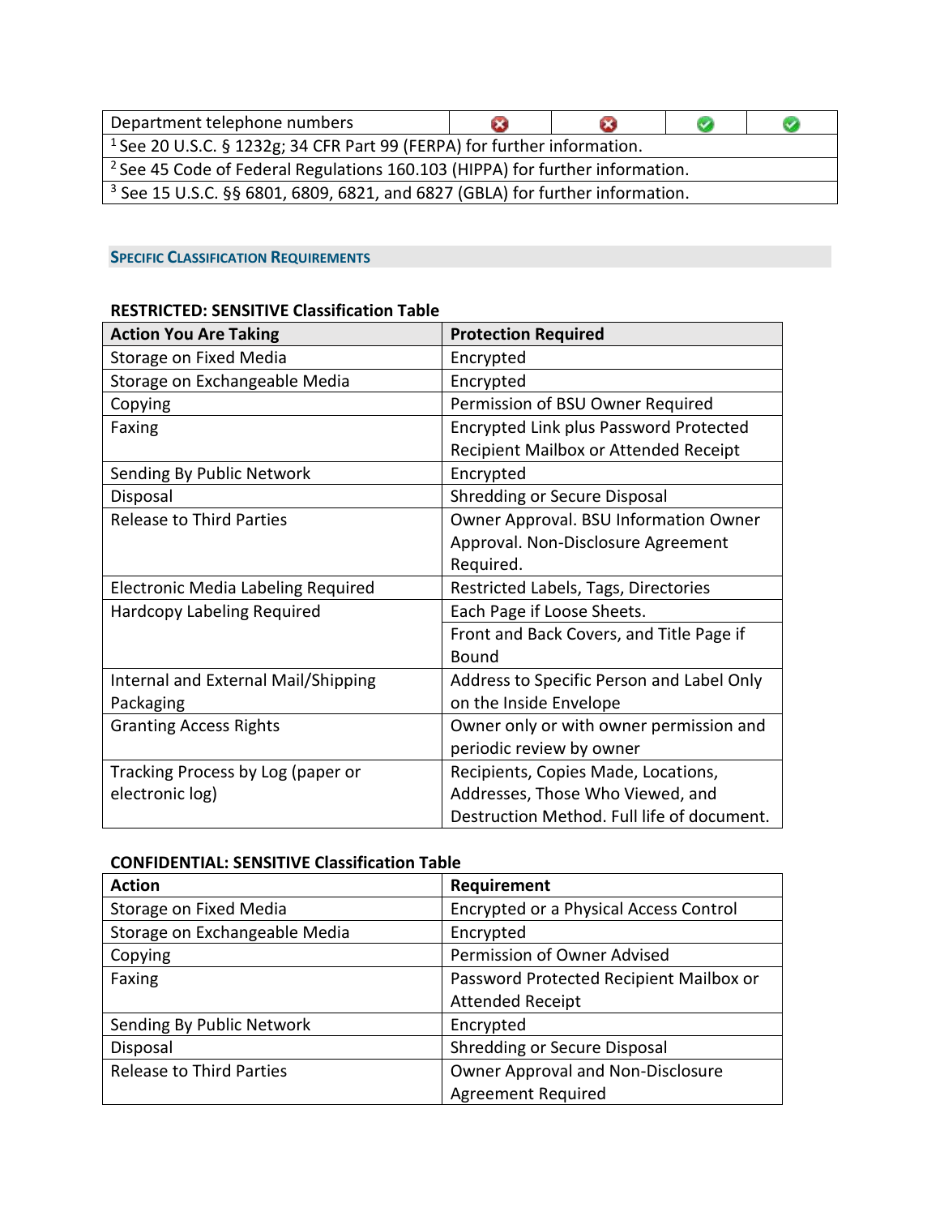| Department telephone numbers | ✖ | ✖ | ✔ | ✔ |
|---|---|---|---|---|
| [1] See 20 U.S.C. § 1232g; 34 CFR Part 99 (FERPA) for further information. | | | | |
| [2] See 45 Code of Federal Regulations 160.103 (HIPPA) for further information. | | | | |
| [3] See 15 U.S.C. §§ 6801, 6809, 6821, and 6827 (GBLA) for further information. | | | | |

## SPECIFIC CLASSIFICATION REQUIREMENTS

**RESTRICTED: SENSITIVE Classification Table**

| Action You Are Taking | Protection Required |
|---|---|
| Storage on Fixed Media | Encrypted |
| Storage on Exchangeable Media | Encrypted |
| Copying | Permission of BSU Owner Required |
| Faxing | Encrypted Link plus Password Protected Recipient Mailbox or Attended Receipt |
| Sending By Public Network | Encrypted |
| Disposal | Shredding or Secure Disposal |
| Release to Third Parties | Owner Approval. BSU Information Owner Approval. Non-Disclosure Agreement Required. |
| Electronic Media Labeling Required | Restricted Labels, Tags, Directories |
| Hardcopy Labeling Required | Each Page if Loose Sheets. |
| | Front and Back Covers, and Title Page if Bound |
| Internal and External Mail/Shipping Packaging | Address to Specific Person and Label Only on the Inside Envelope |
| Granting Access Rights | Owner only or with owner permission and periodic review by owner |
| Tracking Process by Log (paper or electronic log) | Recipients, Copies Made, Locations, Addresses, Those Who Viewed, and Destruction Method. Full life of document. |

**CONFIDENTIAL: SENSITIVE Classification Table**

| Action | Requirement |
|---|---|
| Storage on Fixed Media | Encrypted or a Physical Access Control |
| Storage on Exchangeable Media | Encrypted |
| Copying | Permission of Owner Advised |
| Faxing | Password Protected Recipient Mailbox or Attended Receipt |
| Sending By Public Network | Encrypted |
| Disposal | Shredding or Secure Disposal |
| Release to Third Parties | Owner Approval and Non-Disclosure Agreement Required |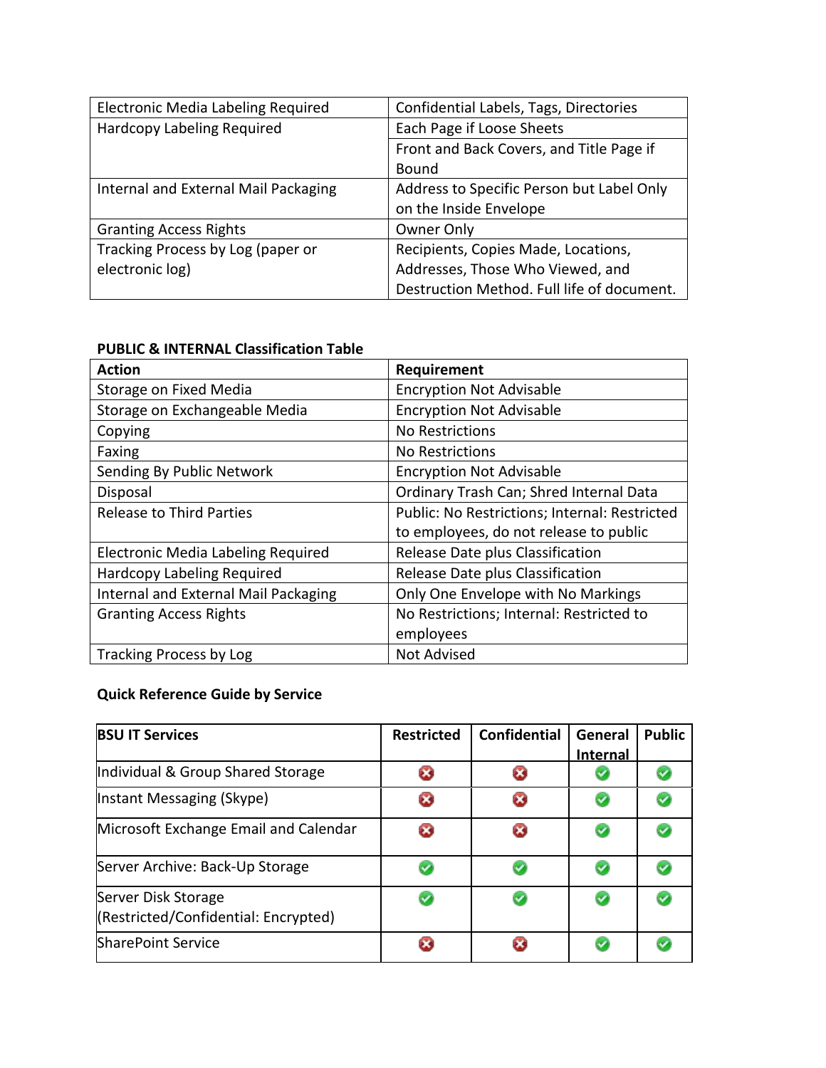| | |
|---|---|
| Electronic Media Labeling Required | Confidential Labels, Tags, Directories |
| Hardcopy Labeling Required | Each Page if Loose Sheets |
| | Front and Back Covers, and Title Page if Bound |
| Internal and External Mail Packaging | Address to Specific Person but Label Only on the Inside Envelope |
| Granting Access Rights | Owner Only |
| Tracking Process by Log (paper or electronic log) | Recipients, Copies Made, Locations, Addresses, Those Who Viewed, and Destruction Method. Full life of document. |

**PUBLIC & INTERNAL Classification Table**

| Action | Requirement |
|---|---|
| Storage on Fixed Media | Encryption Not Advisable |
| Storage on Exchangeable Media | Encryption Not Advisable |
| Copying | No Restrictions |
| Faxing | No Restrictions |
| Sending By Public Network | Encryption Not Advisable |
| Disposal | Ordinary Trash Can; Shred Internal Data |
| Release to Third Parties | Public: No Restrictions; Internal: Restricted to employees, do not release to public |
| Electronic Media Labeling Required | Release Date plus Classification |
| Hardcopy Labeling Required | Release Date plus Classification |
| Internal and External Mail Packaging | Only One Envelope with No Markings |
| Granting Access Rights | No Restrictions; Internal: Restricted to employees |
| Tracking Process by Log | Not Advised |

**Quick Reference Guide by Service**

| BSU IT Services | Restricted | Confidential | General Internal | Public |
|---|---|---|---|---|
| Individual & Group Shared Storage | ✗ | ✗ | ✓ | ✓ |
| Instant Messaging (Skype) | ✗ | ✗ | ✓ | ✓ |
| Microsoft Exchange Email and Calendar | ✗ | ✗ | ✓ | ✓ |
| Server Archive: Back-Up Storage | ✓ | ✓ | ✓ | ✓ |
| Server Disk Storage (Restricted/Confidential: Encrypted) | ✓ | ✓ | ✓ | ✓ |
| SharePoint Service | ✗ | ✗ | ✓ | ✓ |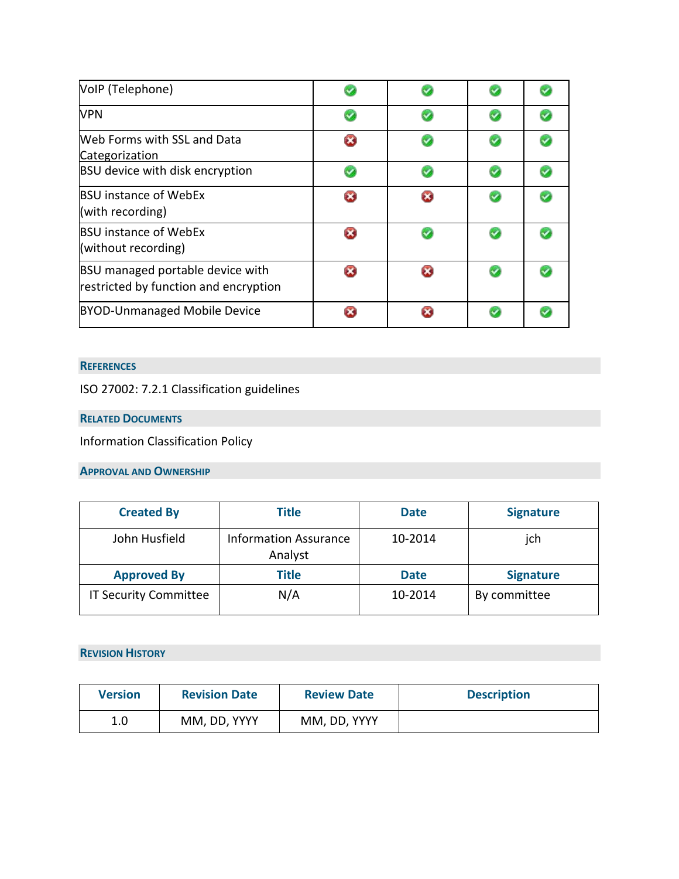| | | | | |
|---|---|---|---|---|
| VoIP (Telephone) | ✔ | ✔ | ✔ | ✔ |
| VPN | ✔ | ✔ | ✔ | ✔ |
| Web Forms with SSL and Data Categorization | ✘ | ✔ | ✔ | ✔ |
| BSU device with disk encryption | ✔ | ✔ | ✔ | ✔ |
| BSU instance of WebEx (with recording) | ✘ | ✘ | ✔ | ✔ |
| BSU instance of WebEx (without recording) | ✘ | ✔ | ✔ | ✔ |
| BSU managed portable device with restricted by function and encryption | ✘ | ✘ | ✔ | ✔ |
| BYOD-Unmanaged Mobile Device | ✘ | ✘ | ✔ | ✔ |

## References

ISO 27002: 7.2.1 Classification guidelines

## Related Documents

Information Classification Policy

## Approval and Ownership

| Created By | Title | Date | Signature |
|---|---|---|---|
| John Husfield | Information Assurance Analyst | 10-2014 | jch |
| **Approved By** | **Title** | **Date** | **Signature** |
| IT Security Committee | N/A | 10-2014 | By committee |

## Revision History

| Version | Revision Date | Review Date | Description |
|---|---|---|---|
| 1.0 | MM, DD, YYYY | MM, DD, YYYY | |